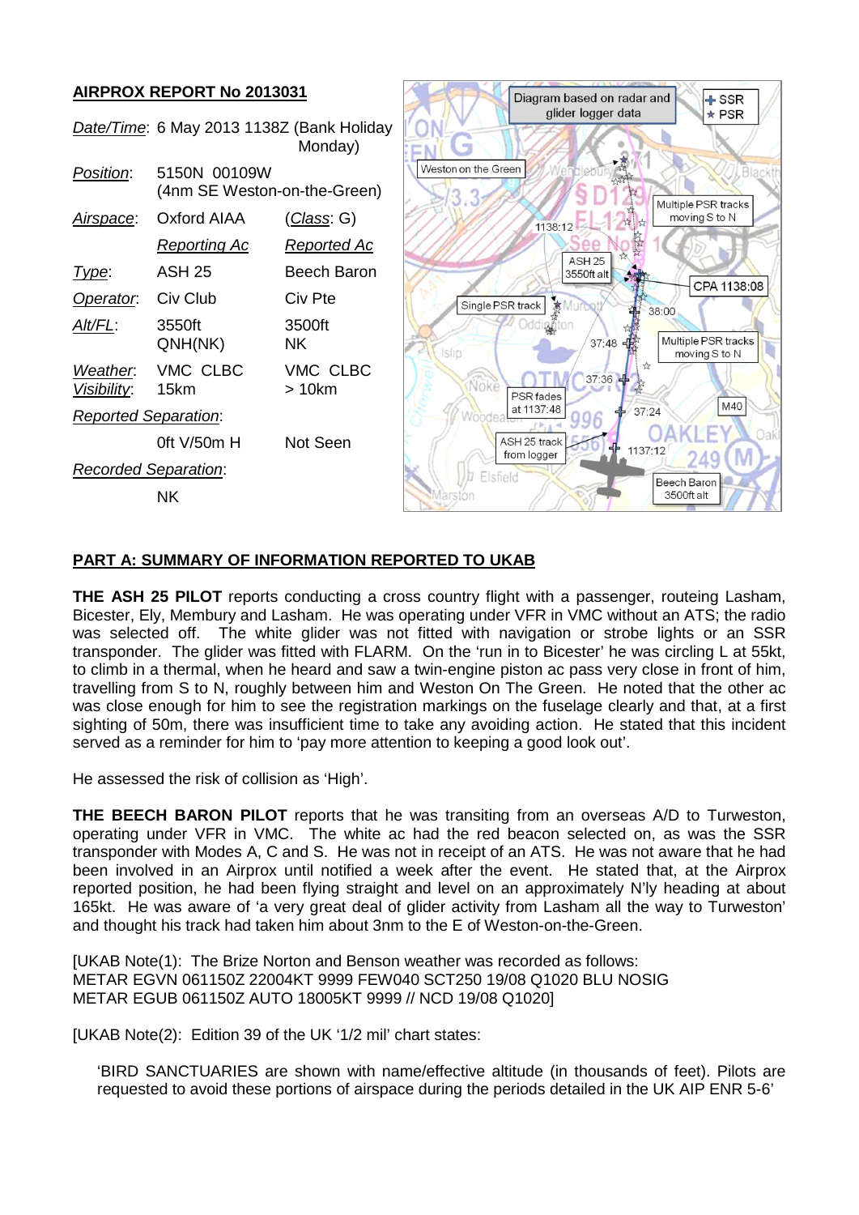## AIRPROX REPORT No 2013031

| | | |
|---|---|---|
| *Date/Time*: | 6 May 2013 1138Z (Bank Holiday Monday) | |
| *Position*: | 5150N 00109W (4nm SE Weston-on-the-Green) | |
| *Airspace*: | Oxford AIAA | (*Class*: G) |
| | *Reporting Ac* | *Reported Ac* |
| *Type*: | ASH 25 | Beech Baron |
| *Operator*: | Civ Club | Civ Pte |
| *Alt/FL*: | 3550ft QNH(NK) | 3500ft NK |
| *Weather*: *Visibility*: | VMC CLBC 15km | VMC CLBC >10km |
| *Reported Separation*: | | |
| | 0ft V/50m H | Not Seen |
| *Recorded Separation*: | | |
| | NK | |

## PART A: SUMMARY OF INFORMATION REPORTED TO UKAB

**THE ASH 25 PILOT** reports conducting a cross country flight with a passenger, routeing Lasham, Bicester, Ely, Membury and Lasham. He was operating under VFR in VMC without an ATS; the radio was selected off. The white glider was not fitted with navigation or strobe lights or an SSR transponder. The glider was fitted with FLARM. On the 'run in to Bicester' he was circling L at 55kt, to climb in a thermal, when he heard and saw a twin-engine piston ac pass very close in front of him, travelling from S to N, roughly between him and Weston On The Green. He noted that the other ac was close enough for him to see the registration markings on the fuselage clearly and that, at a first sighting of 50m, there was insufficient time to take any avoiding action. He stated that this incident served as a reminder for him to 'pay more attention to keeping a good look out'.

He assessed the risk of collision as 'High'.

**THE BEECH BARON PILOT** reports that he was transiting from an overseas A/D to Turweston, operating under VFR in VMC. The white ac had the red beacon selected on, as was the SSR transponder with Modes A, C and S. He was not in receipt of an ATS. He was not aware that he had been involved in an Airprox until notified a week after the event. He stated that, at the Airprox reported position, he had been flying straight and level on an approximately N'ly heading at about 165kt. He was aware of 'a very great deal of glider activity from Lasham all the way to Turweston' and thought his track had taken him about 3nm to the E of Weston-on-the-Green.

[UKAB Note(1): The Brize Norton and Benson weather was recorded as follows:
METAR EGVN 061150Z 22004KT 9999 FEW040 SCT250 19/08 Q1020 BLU NOSIG
METAR EGUB 061150Z AUTO 18005KT 9999 // NCD 19/08 Q1020]

[UKAB Note(2): Edition 39 of the UK '1/2 mil' chart states:

> 'BIRD SANCTUARIES are shown with name/effective altitude (in thousands of feet). Pilots are requested to avoid these portions of airspace during the periods detailed in the UK AIP ENR 5-6'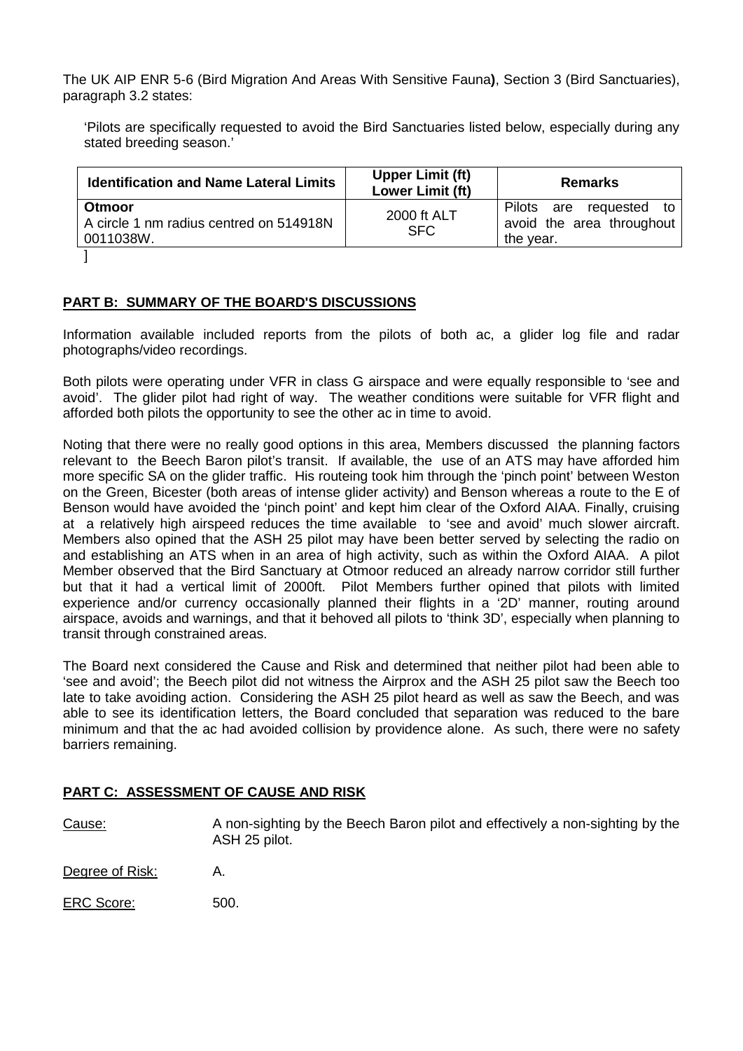The UK AIP ENR 5-6 (Bird Migration And Areas With Sensitive Fauna**)**, Section 3 (Bird Sanctuaries), paragraph 3.2 states:

'Pilots are specifically requested to avoid the Bird Sanctuaries listed below, especially during any stated breeding season.'

| Identification and Name Lateral Limits | Upper Limit (ft) Lower Limit (ft) | Remarks |
|---|---|---|
| **Otmoor** A circle 1 nm radius centred on 514918N 0011038W. | 2000 ft ALT SFC | Pilots are requested to avoid the area throughout the year. |

]

## PART B: SUMMARY OF THE BOARD'S DISCUSSIONS

Information available included reports from the pilots of both ac, a glider log file and radar photographs/video recordings.

Both pilots were operating under VFR in class G airspace and were equally responsible to 'see and avoid'. The glider pilot had right of way. The weather conditions were suitable for VFR flight and afforded both pilots the opportunity to see the other ac in time to avoid.

Noting that there were no really good options in this area, Members discussed the planning factors relevant to the Beech Baron pilot's transit. If available, the use of an ATS may have afforded him more specific SA on the glider traffic. His routeing took him through the 'pinch point' between Weston on the Green, Bicester (both areas of intense glider activity) and Benson whereas a route to the E of Benson would have avoided the 'pinch point' and kept him clear of the Oxford AIAA. Finally, cruising at a relatively high airspeed reduces the time available to 'see and avoid' much slower aircraft. Members also opined that the ASH 25 pilot may have been better served by selecting the radio on and establishing an ATS when in an area of high activity, such as within the Oxford AIAA. A pilot Member observed that the Bird Sanctuary at Otmoor reduced an already narrow corridor still further but that it had a vertical limit of 2000ft. Pilot Members further opined that pilots with limited experience and/or currency occasionally planned their flights in a '2D' manner, routing around airspace, avoids and warnings, and that it behoved all pilots to 'think 3D', especially when planning to transit through constrained areas.

The Board next considered the Cause and Risk and determined that neither pilot had been able to 'see and avoid'; the Beech pilot did not witness the Airprox and the ASH 25 pilot saw the Beech too late to take avoiding action. Considering the ASH 25 pilot heard as well as saw the Beech, and was able to see its identification letters, the Board concluded that separation was reduced to the bare minimum and that the ac had avoided collision by providence alone. As such, there were no safety barriers remaining.

## PART C: ASSESSMENT OF CAUSE AND RISK

Cause: A non-sighting by the Beech Baron pilot and effectively a non-sighting by the ASH 25 pilot.

Degree of Risk: A.

ERC Score: 500.